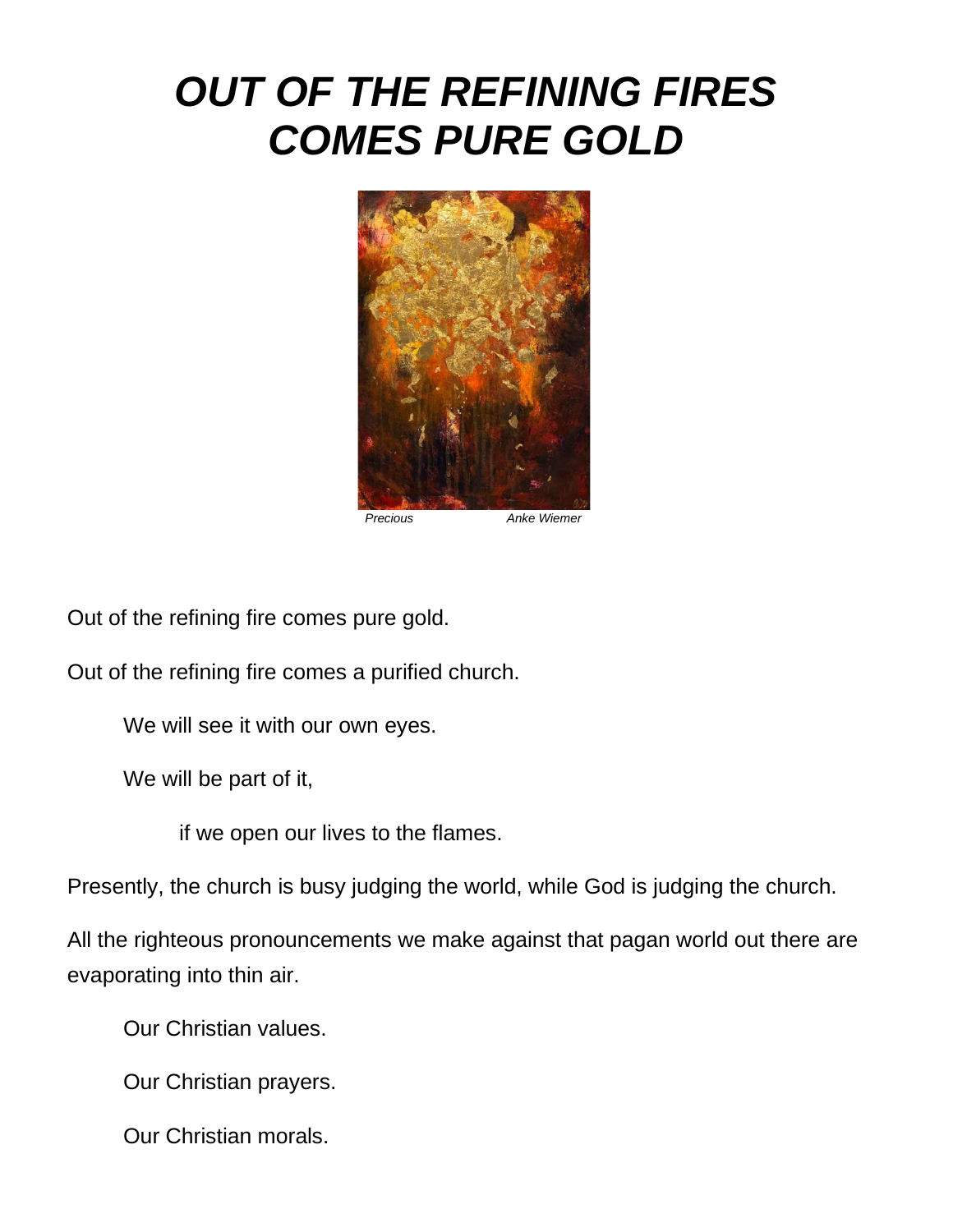# *OUT OF THE REFINING FIRES COMES PURE GOLD*

*Precious* *Anke Wiemer*

Out of the refining fire comes pure gold.

Out of the refining fire comes a purified church.

We will see it with our own eyes.

We will be part of it,

if we open our lives to the flames.

Presently, the church is busy judging the world, while God is judging the church.

All the righteous pronouncements we make against that pagan world out there are evaporating into thin air.

Our Christian values.

Our Christian prayers.

Our Christian morals.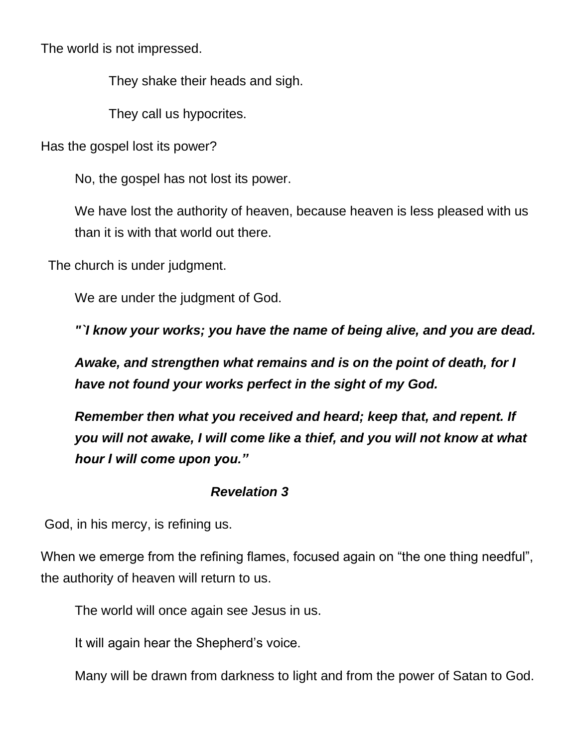The world is not impressed.

They shake their heads and sigh.

They call us hypocrites.

Has the gospel lost its power?

No, the gospel has not lost its power.

We have lost the authority of heaven, because heaven is less pleased with us than it is with that world out there.

The church is under judgment.

We are under the judgment of God.

***"`I know your works; you have the name of being alive, and you are dead.***

***Awake, and strengthen what remains and is on the point of death, for I have not found your works perfect in the sight of my God.***

***Remember then what you received and heard; keep that, and repent. If you will not awake, I will come like a thief, and you will not know at what hour I will come upon you."***

***Revelation 3***

God, in his mercy, is refining us.

When we emerge from the refining flames, focused again on "the one thing needful", the authority of heaven will return to us.

The world will once again see Jesus in us.

It will again hear the Shepherd's voice.

Many will be drawn from darkness to light and from the power of Satan to God.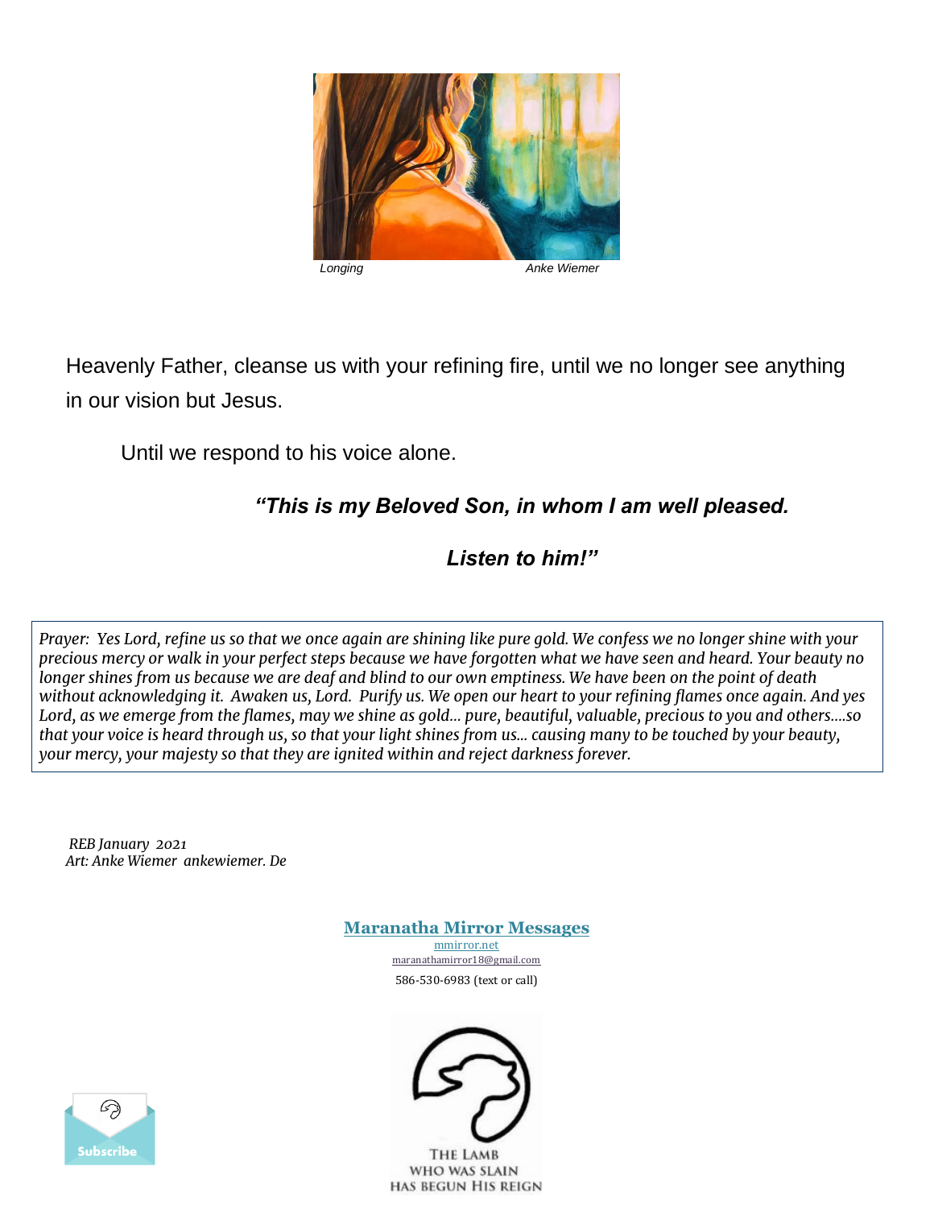*Longing* *Anke Wiemer*

Heavenly Father, cleanse us with your refining fire, until we no longer see anything in our vision but Jesus.

Until we respond to his voice alone.

***"This is my Beloved Son, in whom I am well pleased.***

***Listen to him!"***

*Prayer: Yes Lord, refine us so that we once again are shining like pure gold. We confess we no longer shine with your precious mercy or walk in your perfect steps because we have forgotten what we have seen and heard. Your beauty no longer shines from us because we are deaf and blind to our own emptiness. We have been on the point of death without acknowledging it. Awaken us, Lord. Purify us. We open our heart to your refining flames once again. And yes Lord, as we emerge from the flames, may we shine as gold... pure, beautiful, valuable, precious to you and others....so that your voice is heard through us, so that your light shines from us... causing many to be touched by your beauty, your mercy, your majesty so that they are ignited within and reject darkness forever.*

*REB January 2021*
*Art: Anke Wiemer ankewiemer. De*

**Maranatha Mirror Messages**
mmirror.net
maranathamirror18@gmail.com
586-530-6983 (text or call)

Subscribe

THE LAMB
WHO WAS SLAIN
HAS BEGUN HIS REIGN